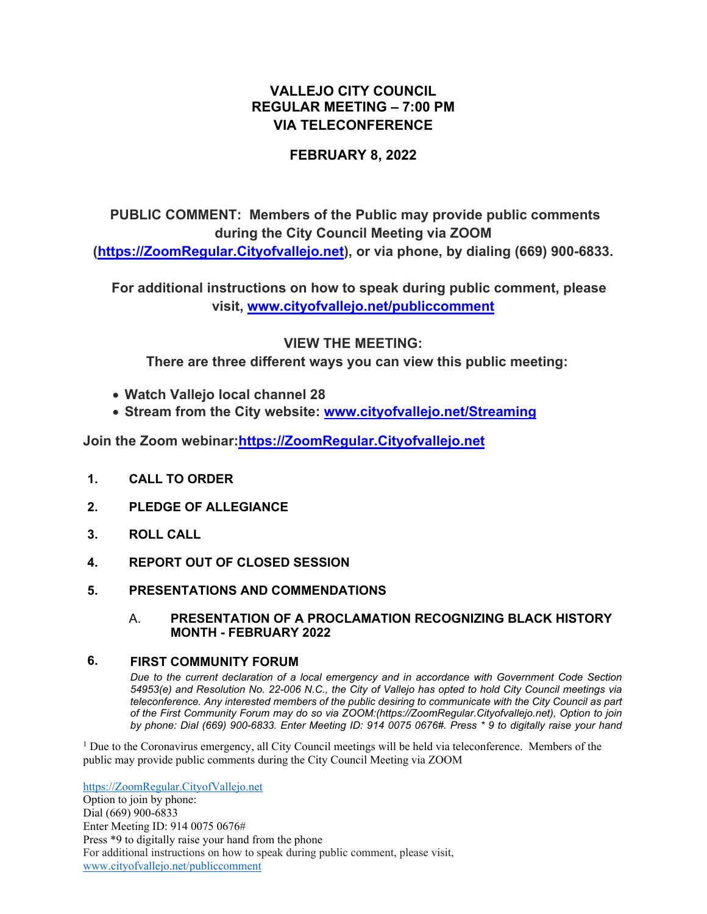# VALLEJO CITY COUNCIL
# REGULAR MEETING – 7:00 PM
# VIA TELECONFERENCE

## FEBRUARY 8, 2022

**PUBLIC COMMENT: Members of the Public may provide public comments during the City Council Meeting via ZOOM (https://ZoomRegular.Cityofvallejo.net), or via phone, by dialing (669) 900-6833.**

**For additional instructions on how to speak during public comment, please visit, www.cityofvallejo.net/publiccomment**

**VIEW THE MEETING:**
**There are three different ways you can view this public meeting:**

- **Watch Vallejo local channel 28**
- **Stream from the City website: www.cityofvallejo.net/Streaming**

**Join the Zoom webinar: https://ZoomRegular.Cityofvallejo.net**

**1. CALL TO ORDER**

**2. PLEDGE OF ALLEGIANCE**

**3. ROLL CALL**

**4. REPORT OUT OF CLOSED SESSION**

**5. PRESENTATIONS AND COMMENDATIONS**

A. **PRESENTATION OF A PROCLAMATION RECOGNIZING BLACK HISTORY MONTH - FEBRUARY 2022**

**6. FIRST COMMUNITY FORUM**

*Due to the current declaration of a local emergency and in accordance with Government Code Section 54953(e) and Resolution No. 22-006 N.C., the City of Vallejo has opted to hold City Council meetings via teleconference. Any interested members of the public desiring to communicate with the City Council as part of the First Community Forum may do so via ZOOM:(https://ZoomRegular.Cityofvallejo.net), Option to join by phone: Dial (669) 900-6833. Enter Meeting ID: 914 0075 0676#. Press * 9 to digitally raise your hand*

[1] Due to the Coronavirus emergency, all City Council meetings will be held via teleconference. Members of the public may provide public comments during the City Council Meeting via ZOOM

https://ZoomRegular.CityofVallejo.net
Option to join by phone:
Dial (669) 900-6833
Enter Meeting ID: 914 0075 0676#
Press *9 to digitally raise your hand from the phone
For additional instructions on how to speak during public comment, please visit,
www.cityofvallejo.net/publiccomment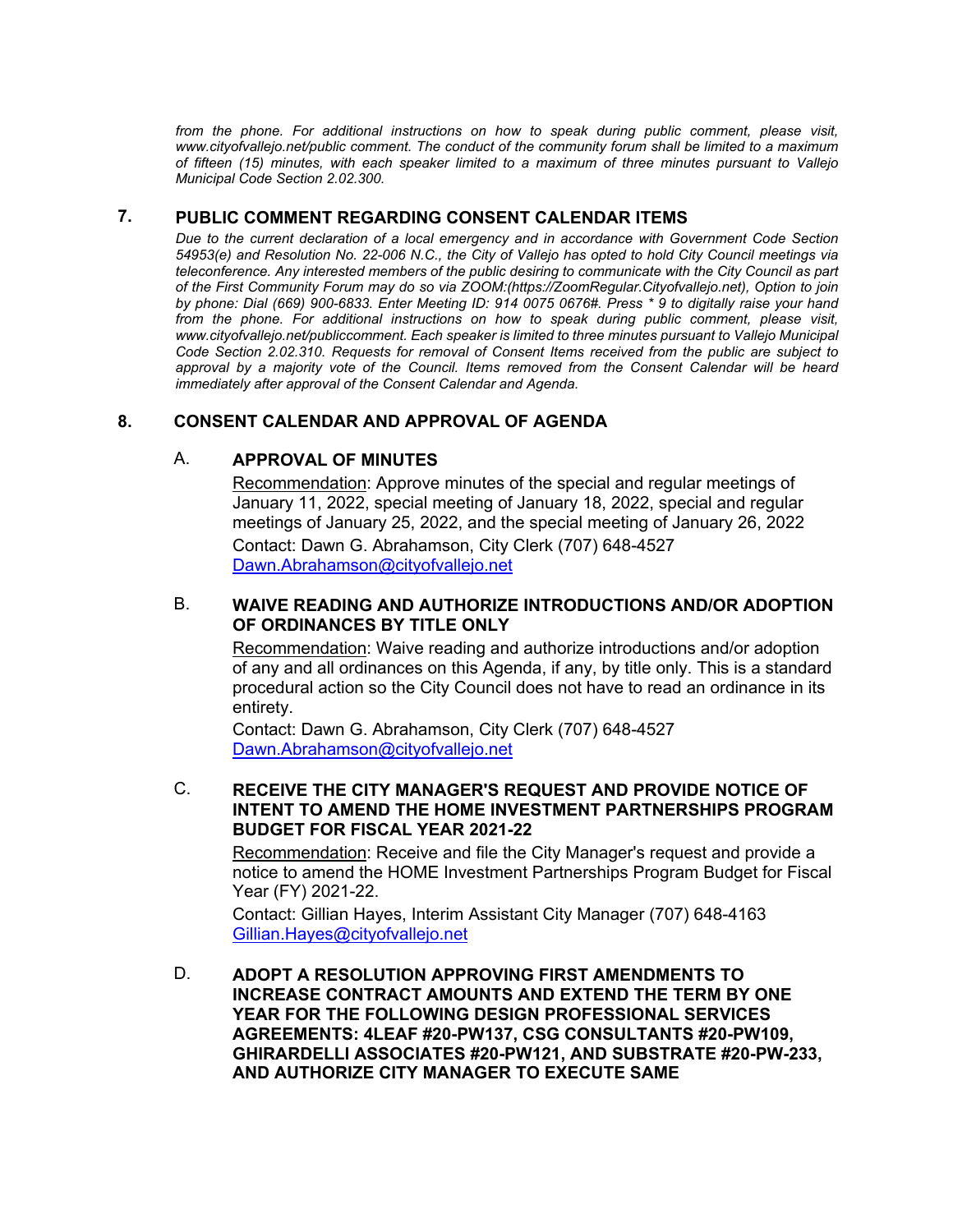*from the phone. For additional instructions on how to speak during public comment, please visit, www.cityofvallejo.net/public comment. The conduct of the community forum shall be limited to a maximum of fifteen (15) minutes, with each speaker limited to a maximum of three minutes pursuant to Vallejo Municipal Code Section 2.02.300.*

## 7. PUBLIC COMMENT REGARDING CONSENT CALENDAR ITEMS

*Due to the current declaration of a local emergency and in accordance with Government Code Section 54953(e) and Resolution No. 22-006 N.C., the City of Vallejo has opted to hold City Council meetings via teleconference. Any interested members of the public desiring to communicate with the City Council as part of the First Community Forum may do so via ZOOM:(https://ZoomRegular.Cityofvallejo.net), Option to join by phone: Dial (669) 900-6833. Enter Meeting ID: 914 0075 0676#. Press * 9 to digitally raise your hand from the phone. For additional instructions on how to speak during public comment, please visit, www.cityofvallejo.net/publiccomment. Each speaker is limited to three minutes pursuant to Vallejo Municipal Code Section 2.02.310. Requests for removal of Consent Items received from the public are subject to approval by a majority vote of the Council. Items removed from the Consent Calendar will be heard immediately after approval of the Consent Calendar and Agenda.*

## 8. CONSENT CALENDAR AND APPROVAL OF AGENDA

### A. APPROVAL OF MINUTES

Recommendation: Approve minutes of the special and regular meetings of January 11, 2022, special meeting of January 18, 2022, special and regular meetings of January 25, 2022, and the special meeting of January 26, 2022

Contact: Dawn G. Abrahamson, City Clerk (707) 648-4527
Dawn.Abrahamson@cityofvallejo.net

### B. WAIVE READING AND AUTHORIZE INTRODUCTIONS AND/OR ADOPTION OF ORDINANCES BY TITLE ONLY

Recommendation: Waive reading and authorize introductions and/or adoption of any and all ordinances on this Agenda, if any, by title only. This is a standard procedural action so the City Council does not have to read an ordinance in its entirety.

Contact: Dawn G. Abrahamson, City Clerk (707) 648-4527
Dawn.Abrahamson@cityofvallejo.net

### C. RECEIVE THE CITY MANAGER'S REQUEST AND PROVIDE NOTICE OF INTENT TO AMEND THE HOME INVESTMENT PARTNERSHIPS PROGRAM BUDGET FOR FISCAL YEAR 2021-22

Recommendation: Receive and file the City Manager's request and provide a notice to amend the HOME Investment Partnerships Program Budget for Fiscal Year (FY) 2021-22.

Contact: Gillian Hayes, Interim Assistant City Manager (707) 648-4163
Gillian.Hayes@cityofvallejo.net

### D. ADOPT A RESOLUTION APPROVING FIRST AMENDMENTS TO INCREASE CONTRACT AMOUNTS AND EXTEND THE TERM BY ONE YEAR FOR THE FOLLOWING DESIGN PROFESSIONAL SERVICES AGREEMENTS: 4LEAF #20-PW137, CSG CONSULTANTS #20-PW109, GHIRARDELLI ASSOCIATES #20-PW121, AND SUBSTRATE #20-PW-233, AND AUTHORIZE CITY MANAGER TO EXECUTE SAME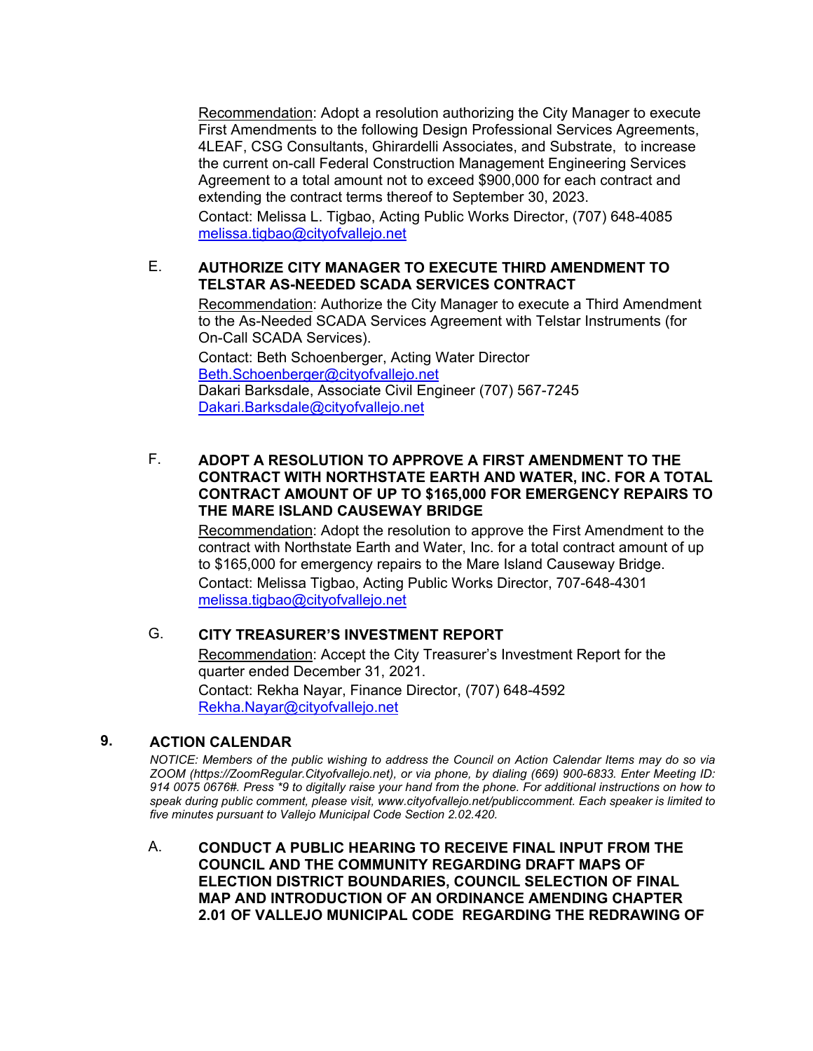Recommendation: Adopt a resolution authorizing the City Manager to execute First Amendments to the following Design Professional Services Agreements, 4LEAF, CSG Consultants, Ghirardelli Associates, and Substrate, to increase the current on-call Federal Construction Management Engineering Services Agreement to a total amount not to exceed $900,000 for each contract and extending the contract terms thereof to September 30, 2023.

Contact: Melissa L. Tigbao, Acting Public Works Director, (707) 648-4085
melissa.tigbao@cityofvallejo.net

E. **AUTHORIZE CITY MANAGER TO EXECUTE THIRD AMENDMENT TO TELSTAR AS-NEEDED SCADA SERVICES CONTRACT**

Recommendation: Authorize the City Manager to execute a Third Amendment to the As-Needed SCADA Services Agreement with Telstar Instruments (for On-Call SCADA Services).

Contact: Beth Schoenberger, Acting Water Director
Beth.Schoenberger@cityofvallejo.net
Dakari Barksdale, Associate Civil Engineer (707) 567-7245
Dakari.Barksdale@cityofvallejo.net

F. **ADOPT A RESOLUTION TO APPROVE A FIRST AMENDMENT TO THE CONTRACT WITH NORTHSTATE EARTH AND WATER, INC. FOR A TOTAL CONTRACT AMOUNT OF UP TO $165,000 FOR EMERGENCY REPAIRS TO THE MARE ISLAND CAUSEWAY BRIDGE**

Recommendation: Adopt the resolution to approve the First Amendment to the contract with Northstate Earth and Water, Inc. for a total contract amount of up to $165,000 for emergency repairs to the Mare Island Causeway Bridge.

Contact: Melissa Tigbao, Acting Public Works Director, 707-648-4301
melissa.tigbao@cityofvallejo.net

G. **CITY TREASURER'S INVESTMENT REPORT**

Recommendation: Accept the City Treasurer's Investment Report for the quarter ended December 31, 2021.

Contact: Rekha Nayar, Finance Director, (707) 648-4592
Rekha.Nayar@cityofvallejo.net

## 9. ACTION CALENDAR

*NOTICE: Members of the public wishing to address the Council on Action Calendar Items may do so via ZOOM (https://ZoomRegular.Cityofvallejo.net), or via phone, by dialing (669) 900-6833. Enter Meeting ID: 914 0075 0676#. Press *9 to digitally raise your hand from the phone. For additional instructions on how to speak during public comment, please visit, www.cityofvallejo.net/publiccomment. Each speaker is limited to five minutes pursuant to Vallejo Municipal Code Section 2.02.420.*

A. **CONDUCT A PUBLIC HEARING TO RECEIVE FINAL INPUT FROM THE COUNCIL AND THE COMMUNITY REGARDING DRAFT MAPS OF ELECTION DISTRICT BOUNDARIES, COUNCIL SELECTION OF FINAL MAP AND INTRODUCTION OF AN ORDINANCE AMENDING CHAPTER 2.01 OF VALLEJO MUNICIPAL CODE REGARDING THE REDRAWING OF**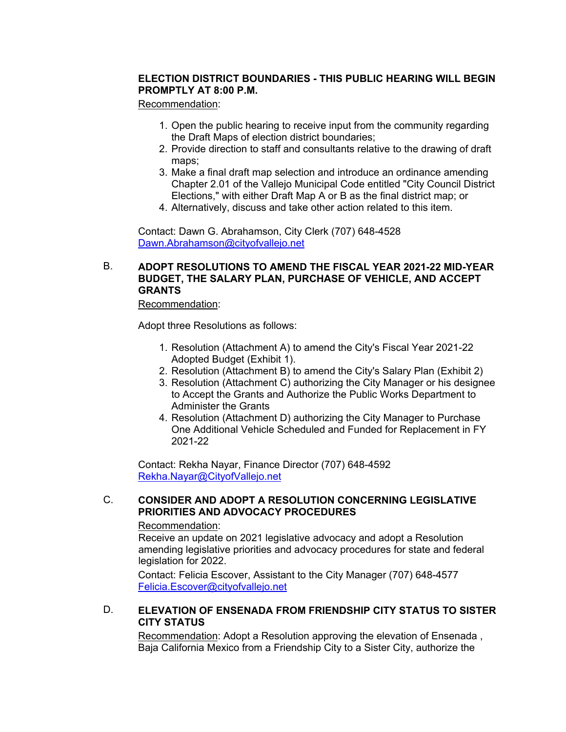**ELECTION DISTRICT BOUNDARIES - THIS PUBLIC HEARING WILL BEGIN PROMPTLY AT 8:00 P.M.**

Recommendation:

1. Open the public hearing to receive input from the community regarding the Draft Maps of election district boundaries;
2. Provide direction to staff and consultants relative to the drawing of draft maps;
3. Make a final draft map selection and introduce an ordinance amending Chapter 2.01 of the Vallejo Municipal Code entitled "City Council District Elections," with either Draft Map A or B as the final district map; or
4. Alternatively, discuss and take other action related to this item.

Contact: Dawn G. Abrahamson, City Clerk (707) 648-4528
Dawn.Abrahamson@cityofvallejo.net

B. **ADOPT RESOLUTIONS TO AMEND THE FISCAL YEAR 2021-22 MID-YEAR BUDGET, THE SALARY PLAN, PURCHASE OF VEHICLE, AND ACCEPT GRANTS**

Recommendation:

Adopt three Resolutions as follows:

1. Resolution (Attachment A) to amend the City's Fiscal Year 2021-22 Adopted Budget (Exhibit 1).
2. Resolution (Attachment B) to amend the City's Salary Plan (Exhibit 2)
3. Resolution (Attachment C) authorizing the City Manager or his designee to Accept the Grants and Authorize the Public Works Department to Administer the Grants
4. Resolution (Attachment D) authorizing the City Manager to Purchase One Additional Vehicle Scheduled and Funded for Replacement in FY 2021-22

Contact: Rekha Nayar, Finance Director (707) 648-4592
Rekha.Nayar@CityofVallejo.net

C. **CONSIDER AND ADOPT A RESOLUTION CONCERNING LEGISLATIVE PRIORITIES AND ADVOCACY PROCEDURES**

Recommendation:
Receive an update on 2021 legislative advocacy and adopt a Resolution amending legislative priorities and advocacy procedures for state and federal legislation for 2022.

Contact: Felicia Escover, Assistant to the City Manager (707) 648-4577
Felicia.Escover@cityofvallejo.net

D. **ELEVATION OF ENSENADA FROM FRIENDSHIP CITY STATUS TO SISTER CITY STATUS**

Recommendation: Adopt a Resolution approving the elevation of Ensenada , Baja California Mexico from a Friendship City to a Sister City, authorize the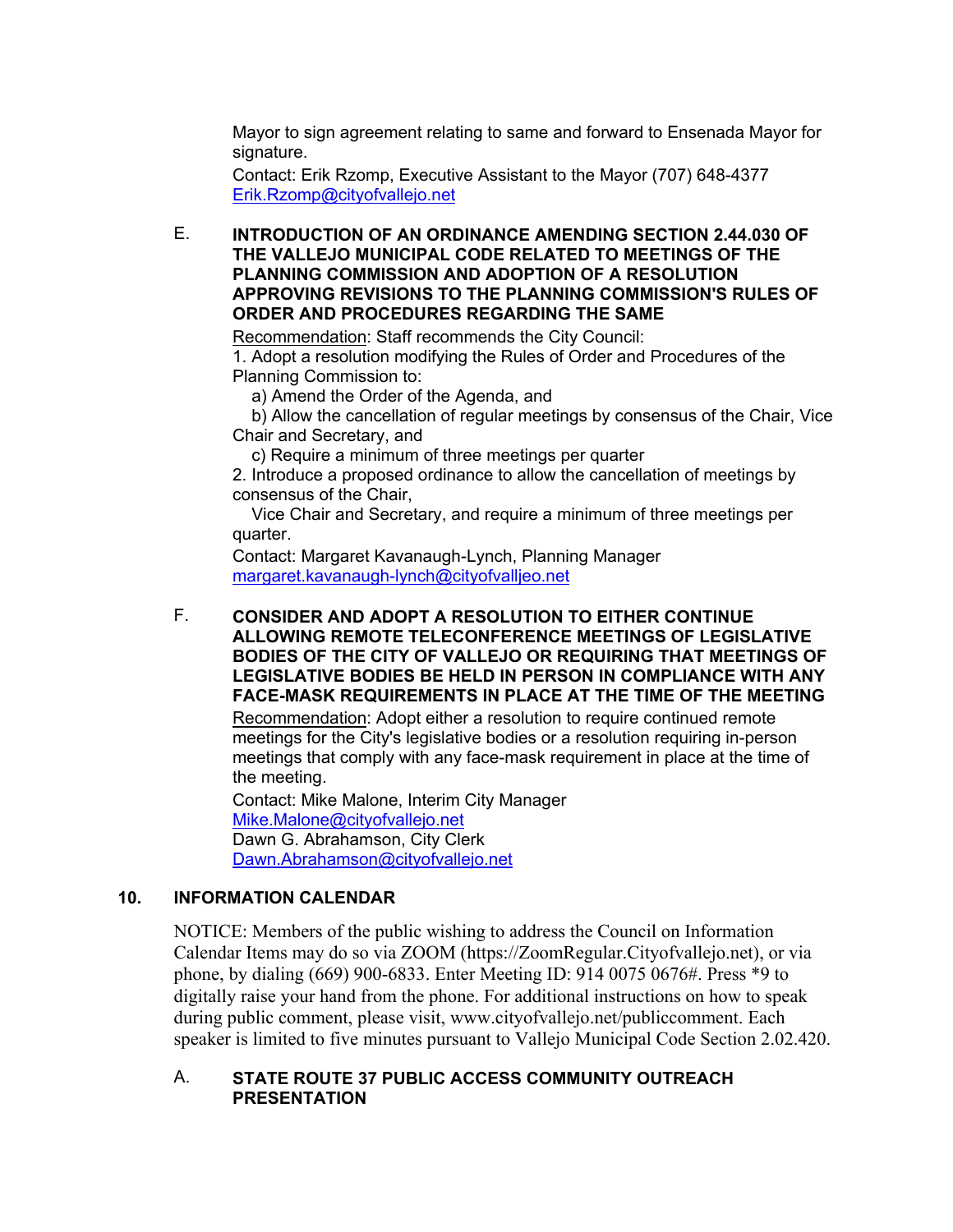Mayor to sign agreement relating to same and forward to Ensenada Mayor for signature.

Contact: Erik Rzomp, Executive Assistant to the Mayor (707) 648-4377
Erik.Rzomp@cityofvallejo.net

E. **INTRODUCTION OF AN ORDINANCE AMENDING SECTION 2.44.030 OF THE VALLEJO MUNICIPAL CODE RELATED TO MEETINGS OF THE PLANNING COMMISSION AND ADOPTION OF A RESOLUTION APPROVING REVISIONS TO THE PLANNING COMMISSION'S RULES OF ORDER AND PROCEDURES REGARDING THE SAME**

Recommendation: Staff recommends the City Council:

1. Adopt a resolution modifying the Rules of Order and Procedures of the Planning Commission to:
   a) Amend the Order of the Agenda, and
   b) Allow the cancellation of regular meetings by consensus of the Chair, Vice Chair and Secretary, and
   c) Require a minimum of three meetings per quarter
2. Introduce a proposed ordinance to allow the cancellation of meetings by consensus of the Chair,
   Vice Chair and Secretary, and require a minimum of three meetings per quarter.

Contact: Margaret Kavanaugh-Lynch, Planning Manager
margaret.kavanaugh-lynch@cityofvalljeo.net

F. **CONSIDER AND ADOPT A RESOLUTION TO EITHER CONTINUE ALLOWING REMOTE TELECONFERENCE MEETINGS OF LEGISLATIVE BODIES OF THE CITY OF VALLEJO OR REQUIRING THAT MEETINGS OF LEGISLATIVE BODIES BE HELD IN PERSON IN COMPLIANCE WITH ANY FACE-MASK REQUIREMENTS IN PLACE AT THE TIME OF THE MEETING**

Recommendation: Adopt either a resolution to require continued remote meetings for the City's legislative bodies or a resolution requiring in-person meetings that comply with any face-mask requirement in place at the time of the meeting.

Contact: Mike Malone, Interim City Manager
Mike.Malone@cityofvallejo.net
Dawn G. Abrahamson, City Clerk
Dawn.Abrahamson@cityofvallejo.net

## 10. INFORMATION CALENDAR

NOTICE: Members of the public wishing to address the Council on Information Calendar Items may do so via ZOOM (https://ZoomRegular.Cityofvallejo.net), or via phone, by dialing (669) 900-6833. Enter Meeting ID: 914 0075 0676#. Press *9 to digitally raise your hand from the phone. For additional instructions on how to speak during public comment, please visit, www.cityofvallejo.net/publiccomment. Each speaker is limited to five minutes pursuant to Vallejo Municipal Code Section 2.02.420.

A. **STATE ROUTE 37 PUBLIC ACCESS COMMUNITY OUTREACH PRESENTATION**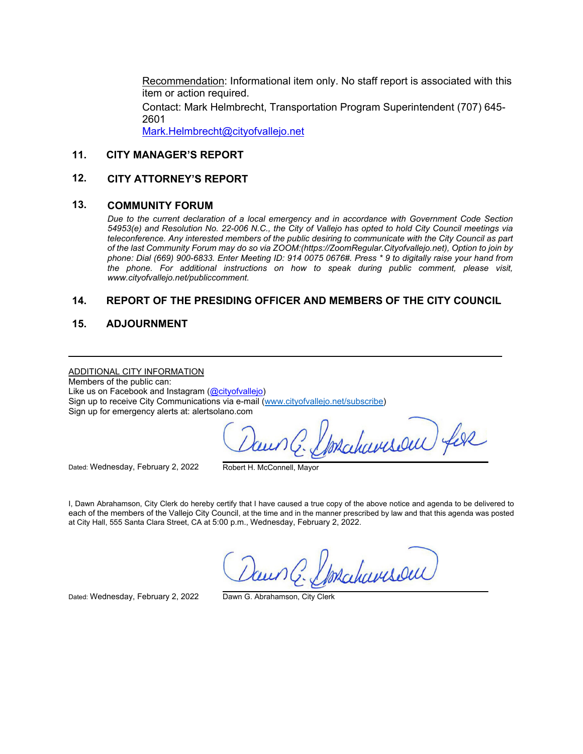Recommendation: Informational item only. No staff report is associated with this item or action required.

Contact: Mark Helmbrecht, Transportation Program Superintendent (707) 645-2601
Mark.Helmbrecht@cityofvallejo.net

## 11. CITY MANAGER'S REPORT

## 12. CITY ATTORNEY'S REPORT

## 13. COMMUNITY FORUM

*Due to the current declaration of a local emergency and in accordance with Government Code Section 54953(e) and Resolution No. 22-006 N.C., the City of Vallejo has opted to hold City Council meetings via teleconference. Any interested members of the public desiring to communicate with the City Council as part of the last Community Forum may do so via ZOOM:(https://ZoomRegular.Cityofvallejo.net), Option to join by phone: Dial (669) 900-6833. Enter Meeting ID: 914 0075 0676#. Press * 9 to digitally raise your hand from the phone. For additional instructions on how to speak during public comment, please visit, www.cityofvallejo.net/publiccomment.*

## 14. REPORT OF THE PRESIDING OFFICER AND MEMBERS OF THE CITY COUNCIL

## 15. ADJOURNMENT

---

ADDITIONAL CITY INFORMATION

Members of the public can:
Like us on Facebook and Instagram (@cityofvallejo)
Sign up to receive City Communications via e-mail (www.cityofvallejo.net/subscribe)
Sign up for emergency alerts at: alertsolano.com

Dawn G. Abrahamson for

Dated: Wednesday, February 2, 2022

Robert H. McConnell, Mayor

I, Dawn Abrahamson, City Clerk do hereby certify that I have caused a true copy of the above notice and agenda to be delivered to each of the members of the Vallejo City Council, at the time and in the manner prescribed by law and that this agenda was posted at City Hall, 555 Santa Clara Street, CA at 5:00 p.m., Wednesday, February 2, 2022.

Dawn G. Abrahamson

Dated: Wednesday, February 2, 2022

Dawn G. Abrahamson, City Clerk